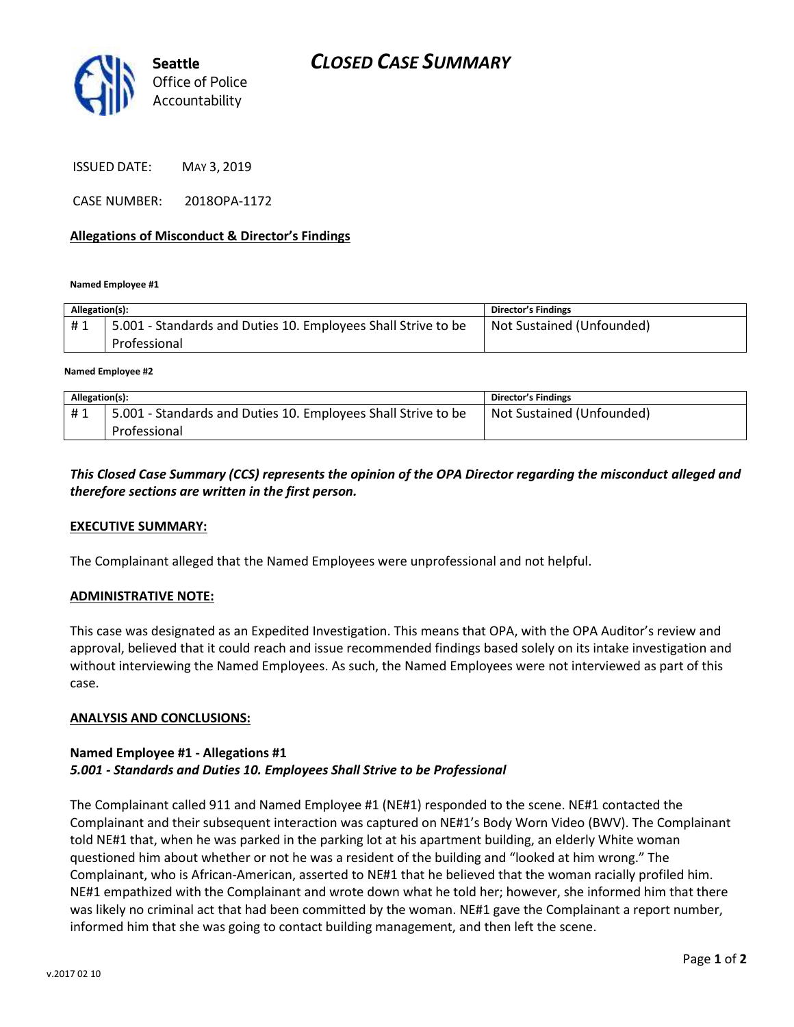Seattle
Office of Police
Accountability

# CLOSED CASE SUMMARY

ISSUED DATE: MAY 3, 2019

CASE NUMBER: 2018OPA-1172

## Allegations of Misconduct & Director's Findings

**Named Employee #1**

| Allegation(s): | | Director's Findings |
|---|---|---|
| # 1 | 5.001 - Standards and Duties 10. Employees Shall Strive to be Professional | Not Sustained (Unfounded) |

**Named Employee #2**

| Allegation(s): | | Director's Findings |
|---|---|---|
| # 1 | 5.001 - Standards and Duties 10. Employees Shall Strive to be Professional | Not Sustained (Unfounded) |

***This Closed Case Summary (CCS) represents the opinion of the OPA Director regarding the misconduct alleged and therefore sections are written in the first person.***

## EXECUTIVE SUMMARY:

The Complainant alleged that the Named Employees were unprofessional and not helpful.

## ADMINISTRATIVE NOTE:

This case was designated as an Expedited Investigation. This means that OPA, with the OPA Auditor's review and approval, believed that it could reach and issue recommended findings based solely on its intake investigation and without interviewing the Named Employees. As such, the Named Employees were not interviewed as part of this case.

## ANALYSIS AND CONCLUSIONS:

### Named Employee #1 - Allegations #1
***5.001 - Standards and Duties 10. Employees Shall Strive to be Professional***

The Complainant called 911 and Named Employee #1 (NE#1) responded to the scene. NE#1 contacted the Complainant and their subsequent interaction was captured on NE#1's Body Worn Video (BWV). The Complainant told NE#1 that, when he was parked in the parking lot at his apartment building, an elderly White woman questioned him about whether or not he was a resident of the building and "looked at him wrong." The Complainant, who is African-American, asserted to NE#1 that he believed that the woman racially profiled him. NE#1 empathized with the Complainant and wrote down what he told her; however, she informed him that there was likely no criminal act that had been committed by the woman. NE#1 gave the Complainant a report number, informed him that she was going to contact building management, and then left the scene.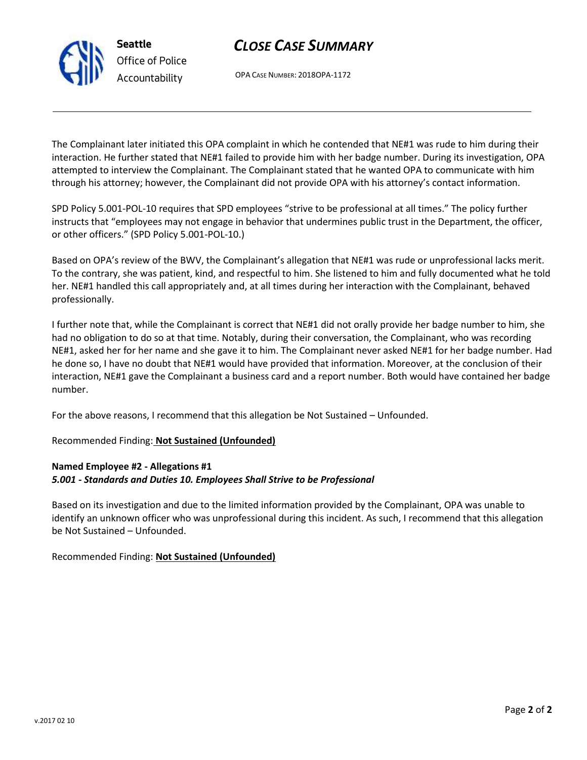The Complainant later initiated this OPA complaint in which he contended that NE#1 was rude to him during their interaction. He further stated that NE#1 failed to provide him with her badge number. During its investigation, OPA attempted to interview the Complainant. The Complainant stated that he wanted OPA to communicate with him through his attorney; however, the Complainant did not provide OPA with his attorney's contact information.

SPD Policy 5.001-POL-10 requires that SPD employees "strive to be professional at all times." The policy further instructs that "employees may not engage in behavior that undermines public trust in the Department, the officer, or other officers." (SPD Policy 5.001-POL-10.)

Based on OPA's review of the BWV, the Complainant's allegation that NE#1 was rude or unprofessional lacks merit. To the contrary, she was patient, kind, and respectful to him. She listened to him and fully documented what he told her. NE#1 handled this call appropriately and, at all times during her interaction with the Complainant, behaved professionally.

I further note that, while the Complainant is correct that NE#1 did not orally provide her badge number to him, she had no obligation to do so at that time. Notably, during their conversation, the Complainant, who was recording NE#1, asked her for her name and she gave it to him. The Complainant never asked NE#1 for her badge number. Had he done so, I have no doubt that NE#1 would have provided that information. Moreover, at the conclusion of their interaction, NE#1 gave the Complainant a business card and a report number. Both would have contained her badge number.

For the above reasons, I recommend that this allegation be Not Sustained – Unfounded.

Recommended Finding: **Not Sustained (Unfounded)**

**Named Employee #2 - Allegations #1**
***5.001 - Standards and Duties 10. Employees Shall Strive to be Professional***

Based on its investigation and due to the limited information provided by the Complainant, OPA was unable to identify an unknown officer who was unprofessional during this incident. As such, I recommend that this allegation be Not Sustained – Unfounded.

Recommended Finding: **Not Sustained (Unfounded)**